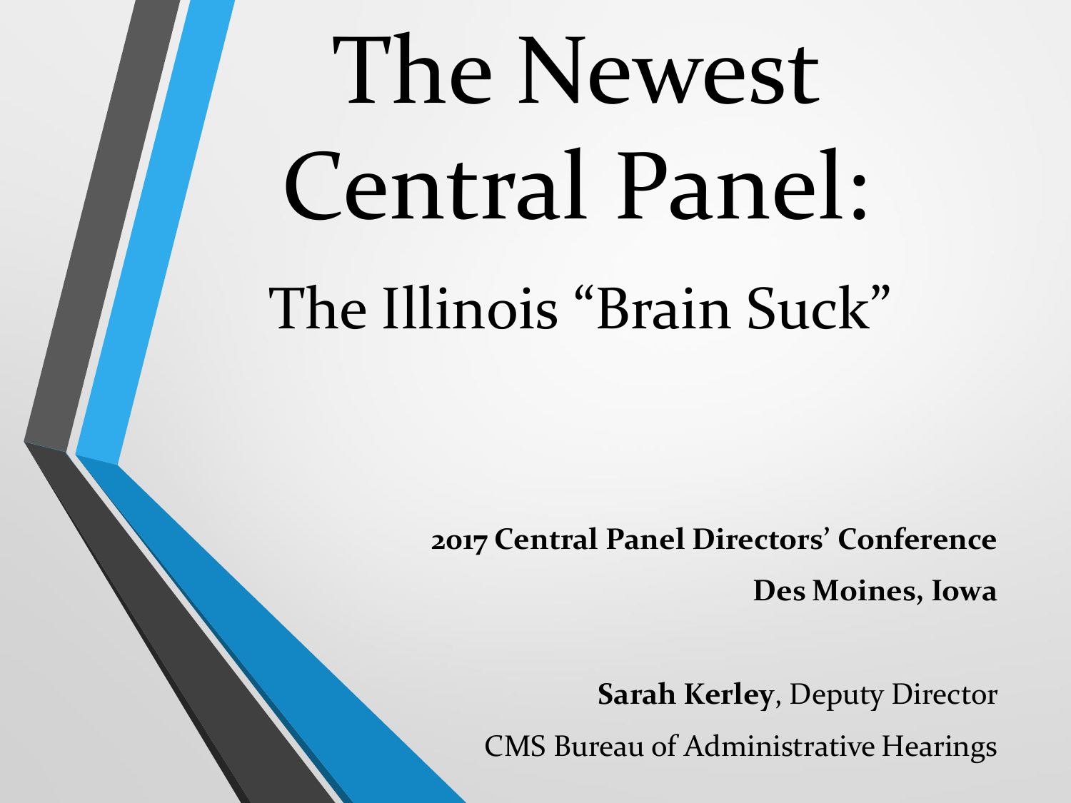# The Newest Central Panel:

## The Illinois "Brain Suck"

**2017 Central Panel Directors' Conference**

**Des Moines, Iowa**

**Sarah Kerley**, Deputy Director

CMS Bureau of Administrative Hearings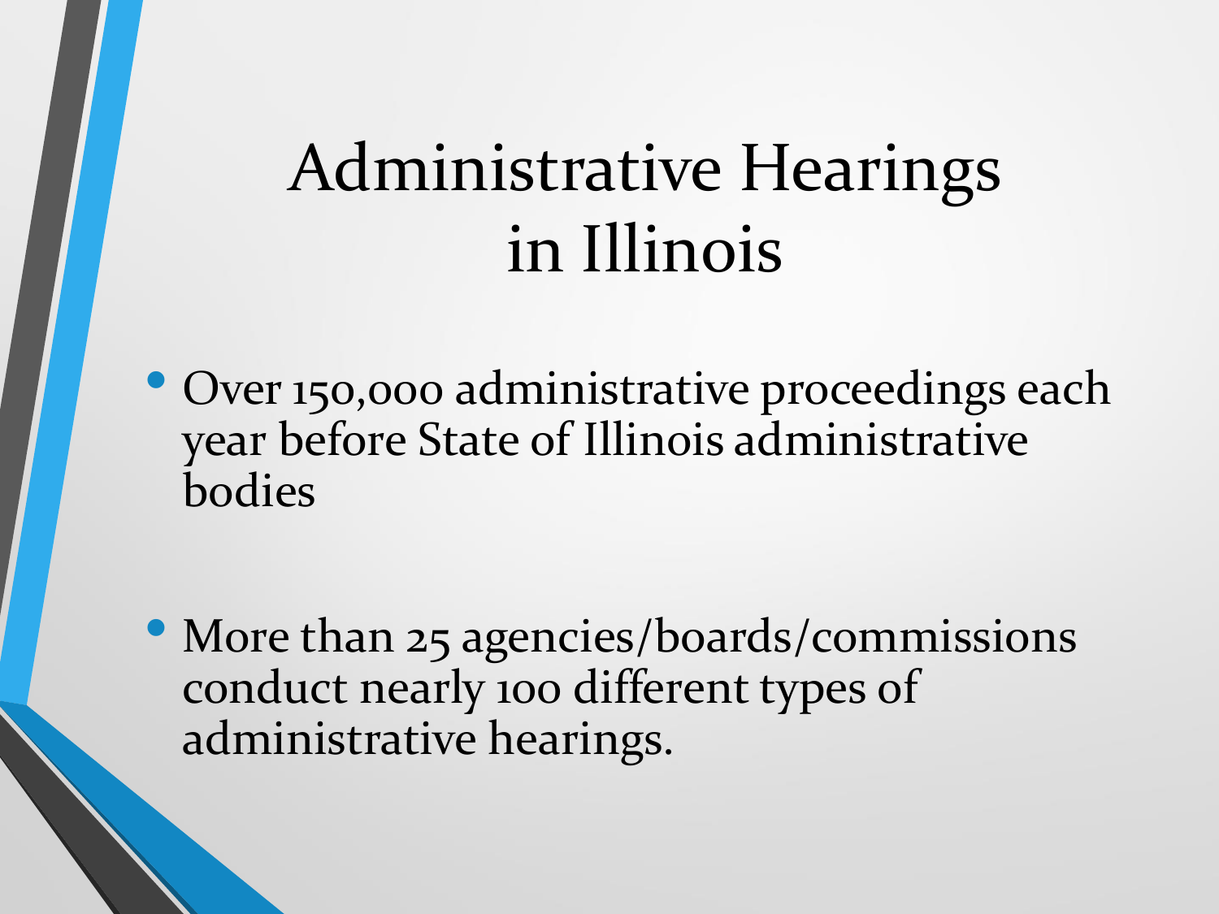# Administrative Hearings in Illinois

- Over 150,000 administrative proceedings each year before State of Illinois administrative bodies

- More than 25 agencies/boards/commissions conduct nearly 100 different types of administrative hearings.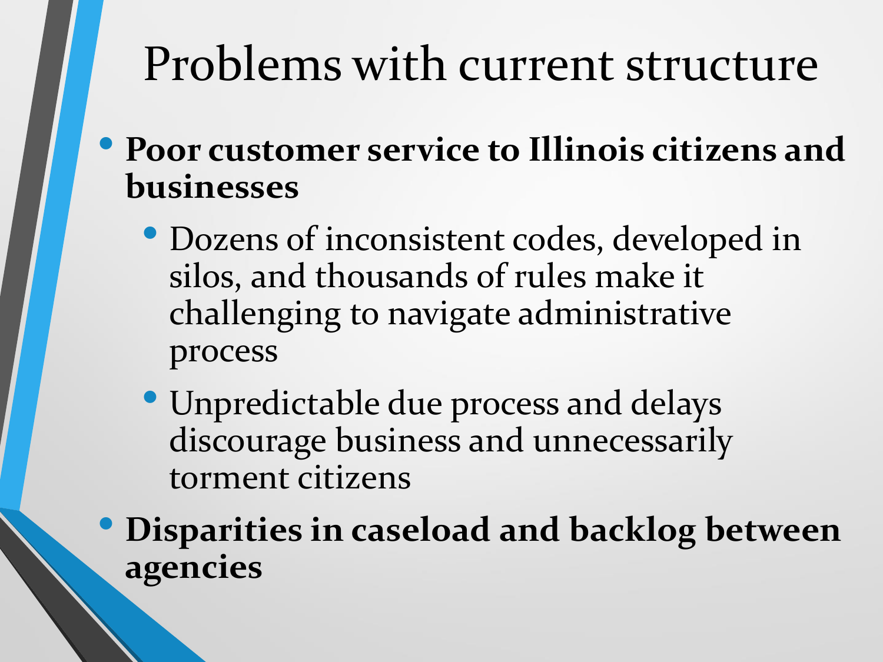# Problems with current structure

- **Poor customer service to Illinois citizens and businesses**
  - Dozens of inconsistent codes, developed in silos, and thousands of rules make it challenging to navigate administrative process
  - Unpredictable due process and delays discourage business and unnecessarily torment citizens
- **Disparities in caseload and backlog between agencies**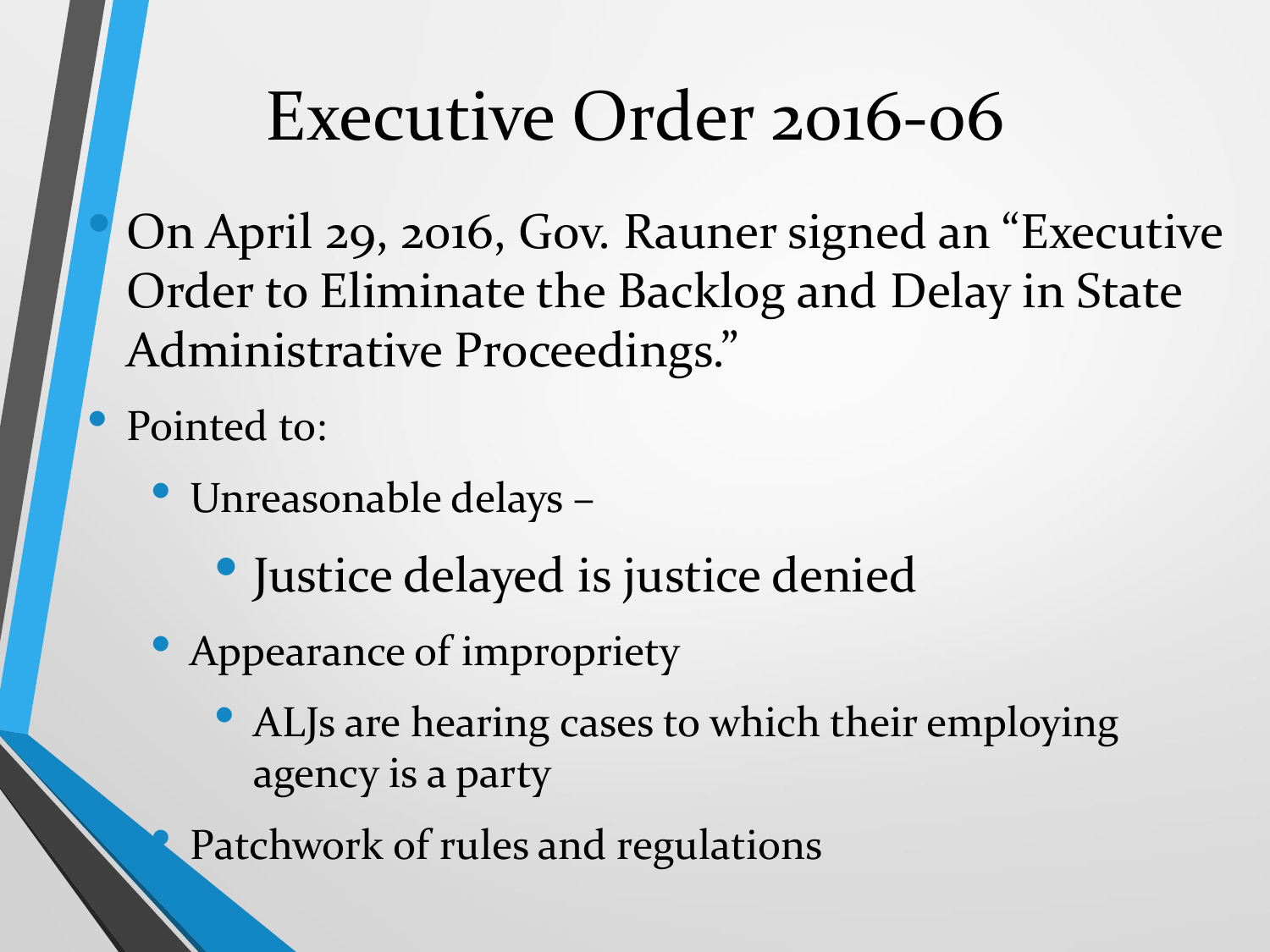# Executive Order 2016-06

- On April 29, 2016, Gov. Rauner signed an "Executive Order to Eliminate the Backlog and Delay in State Administrative Proceedings."
- Pointed to:
  - Unreasonable delays –
    - Justice delayed is justice denied
  - Appearance of impropriety
    - ALJs are hearing cases to which their employing agency is a party
  - Patchwork of rules and regulations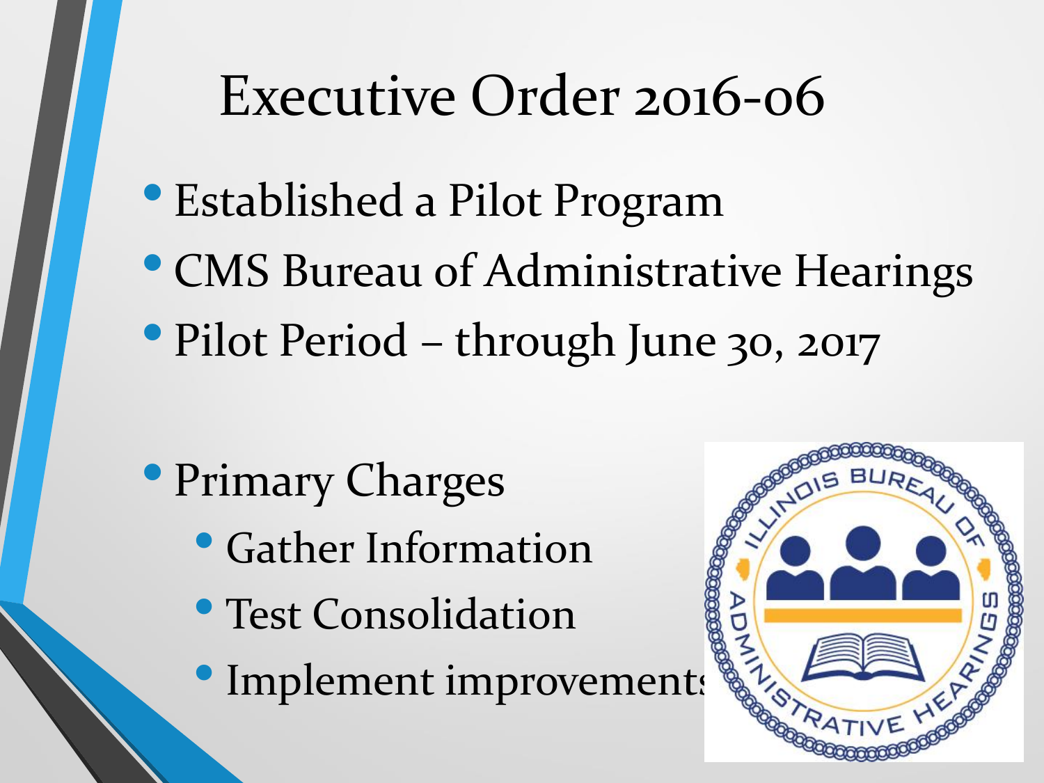# Executive Order 2016-06

- Established a Pilot Program
- CMS Bureau of Administrative Hearings
- Pilot Period – through June 30, 2017

- Primary Charges
  - Gather Information
  - Test Consolidation
  - Implement improvements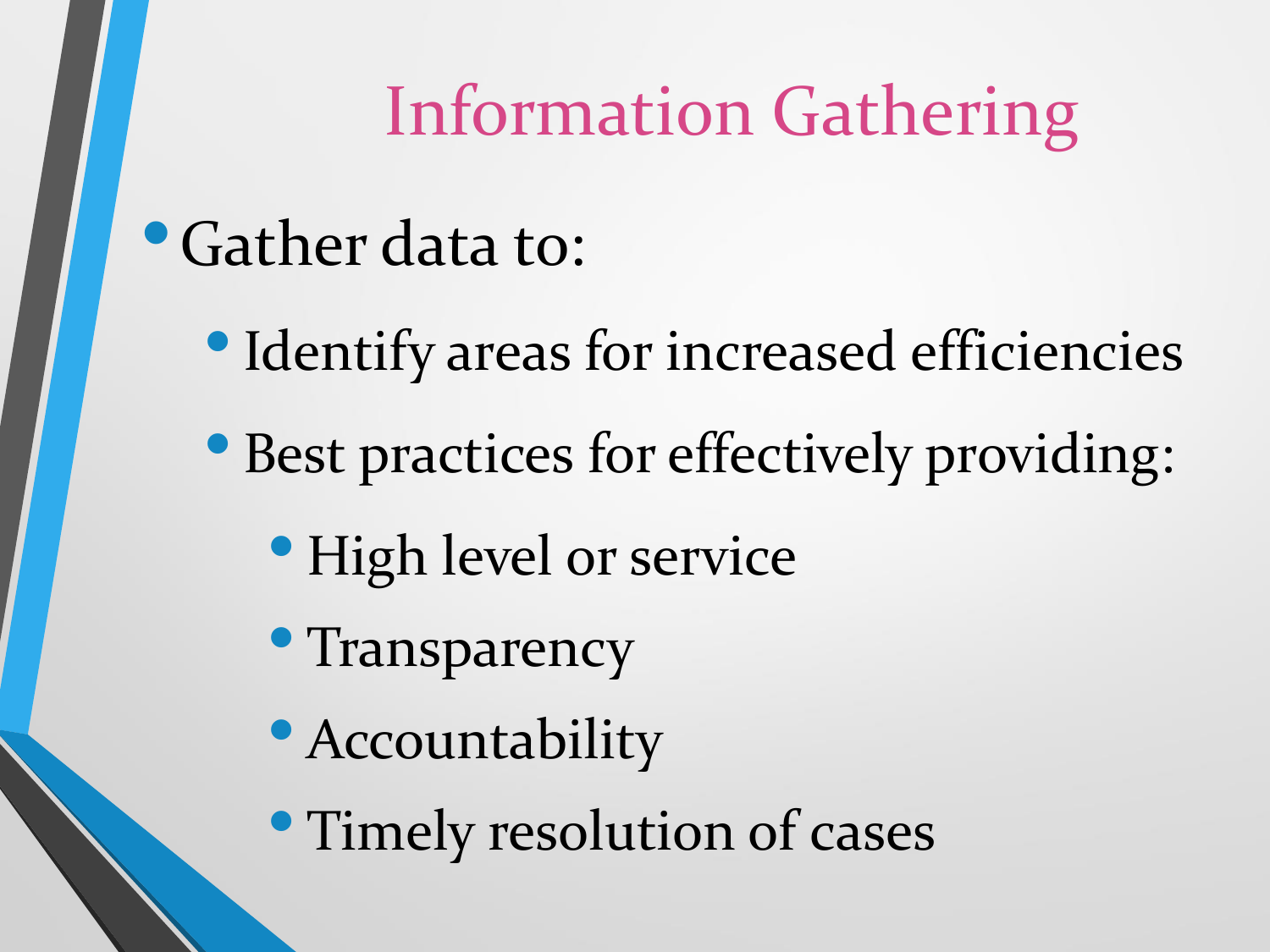# Information Gathering

- Gather data to:
  - Identify areas for increased efficiencies
  - Best practices for effectively providing:
    - High level or service
    - Transparency
    - Accountability
    - Timely resolution of cases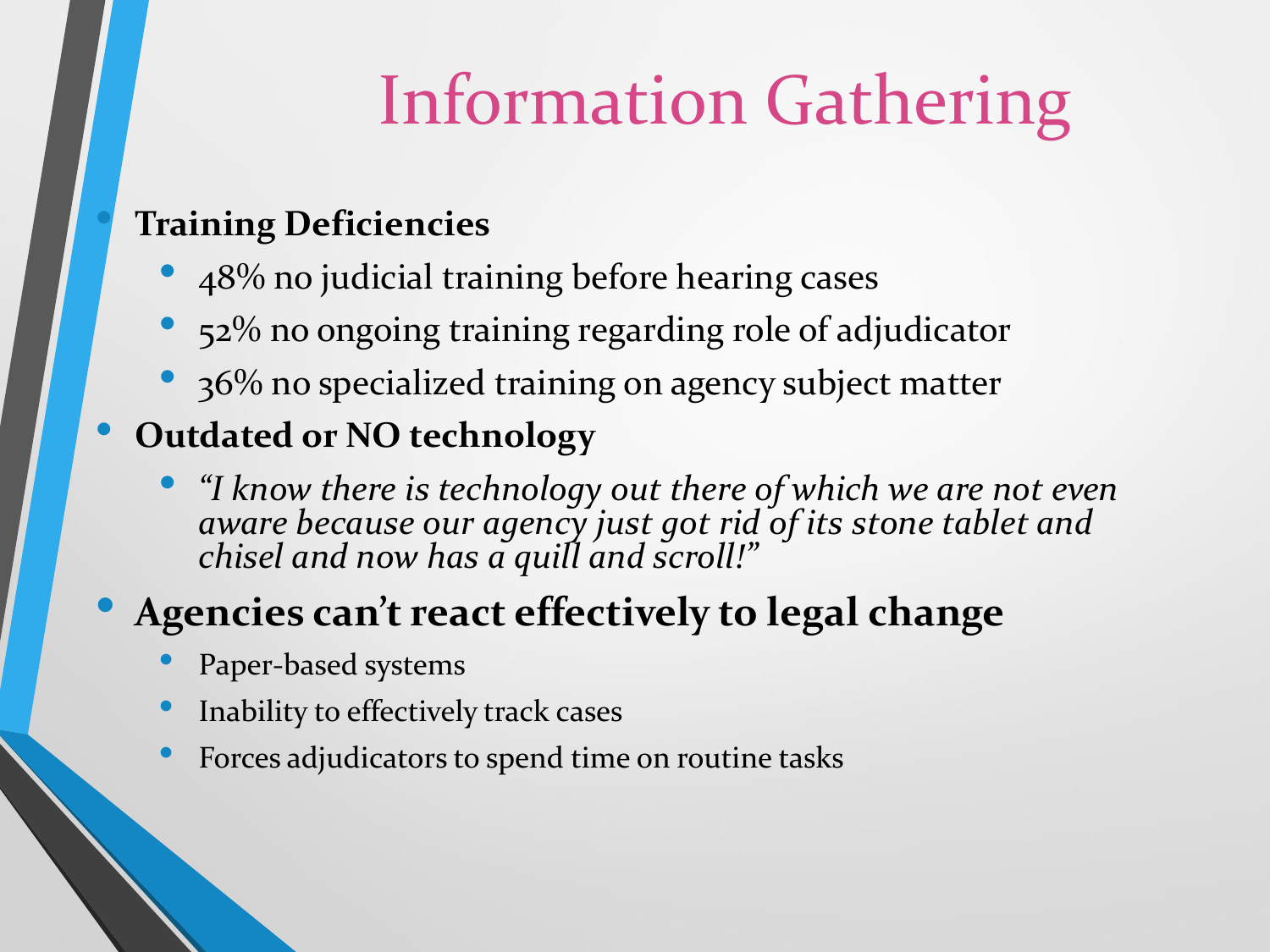# Information Gathering

- **Training Deficiencies**
  - 48% no judicial training before hearing cases
  - 52% no ongoing training regarding role of adjudicator
  - 36% no specialized training on agency subject matter
- **Outdated or NO technology**
  - *"I know there is technology out there of which we are not even aware because our agency just got rid of its stone tablet and chisel and now has a quill and scroll!"*
- **Agencies can't react effectively to legal change**
  - Paper-based systems
  - Inability to effectively track cases
  - Forces adjudicators to spend time on routine tasks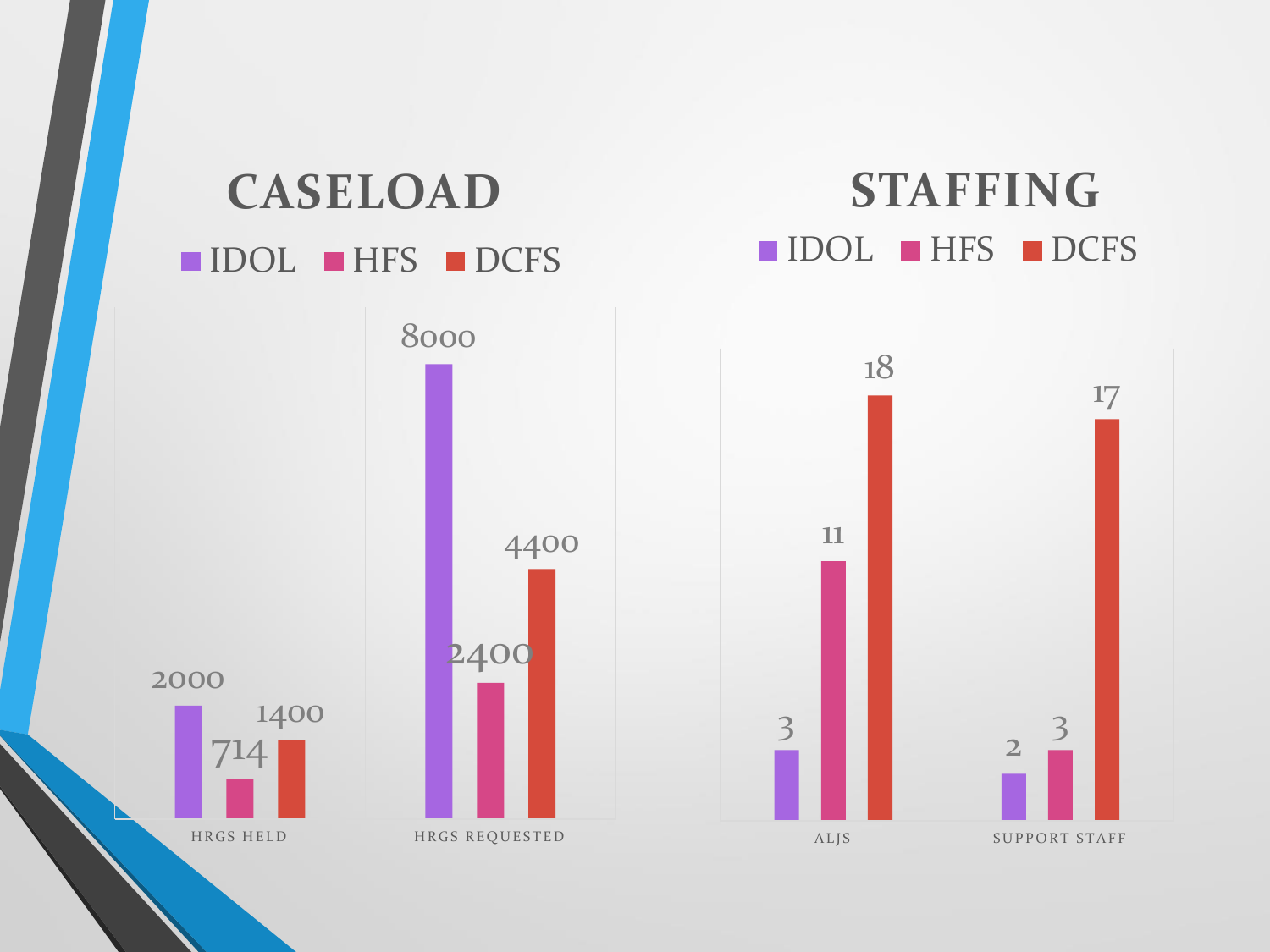## CASELOAD

| | IDOL | HFS | DCFS |
|---|---|---|---|
| HRGS HELD | 2000 | 714 | 1400 |
| HRGS REQUESTED | 8000 | 2400 | 4400 |

## STAFFING

| | IDOL | HFS | DCFS |
|---|---|---|---|
| ALJS | 3 | 11 | 18 |
| SUPPORT STAFF | 2 | 3 | 17 |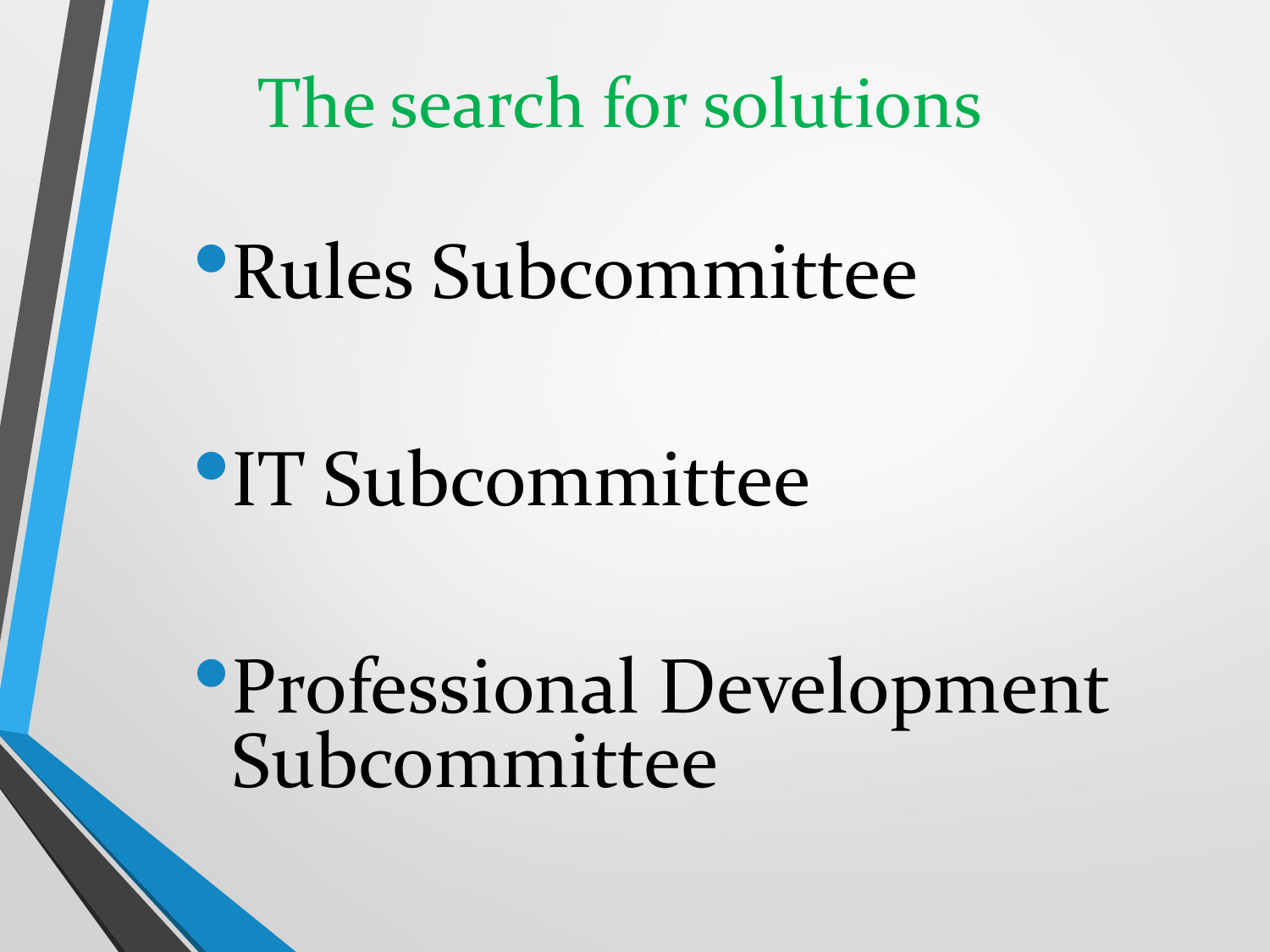# The search for solutions

- Rules Subcommittee
- IT Subcommittee
- Professional Development Subcommittee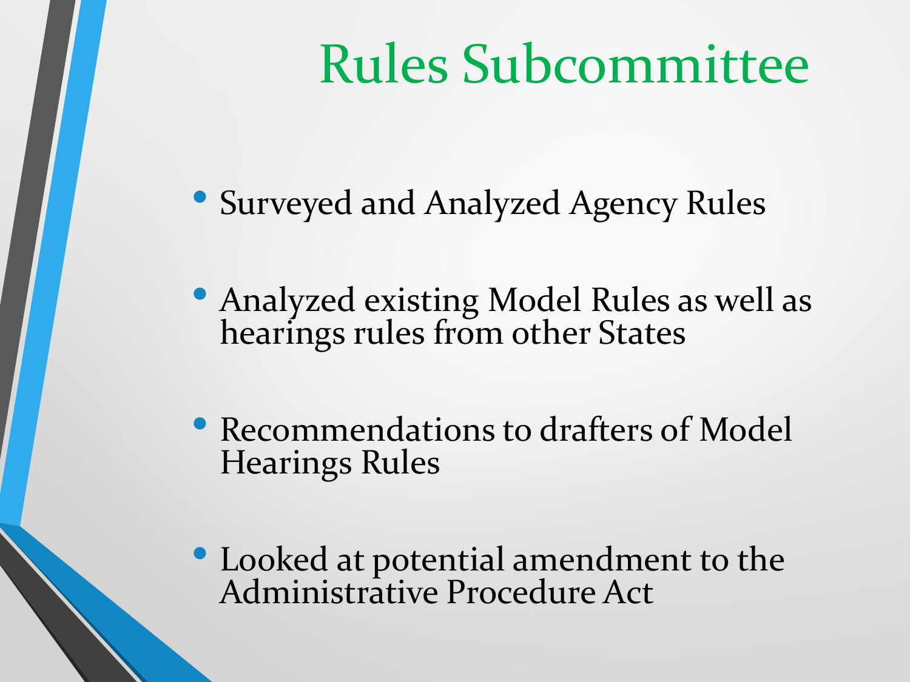# Rules Subcommittee

- Surveyed and Analyzed Agency Rules
- Analyzed existing Model Rules as well as hearings rules from other States
- Recommendations to drafters of Model Hearings Rules
- Looked at potential amendment to the Administrative Procedure Act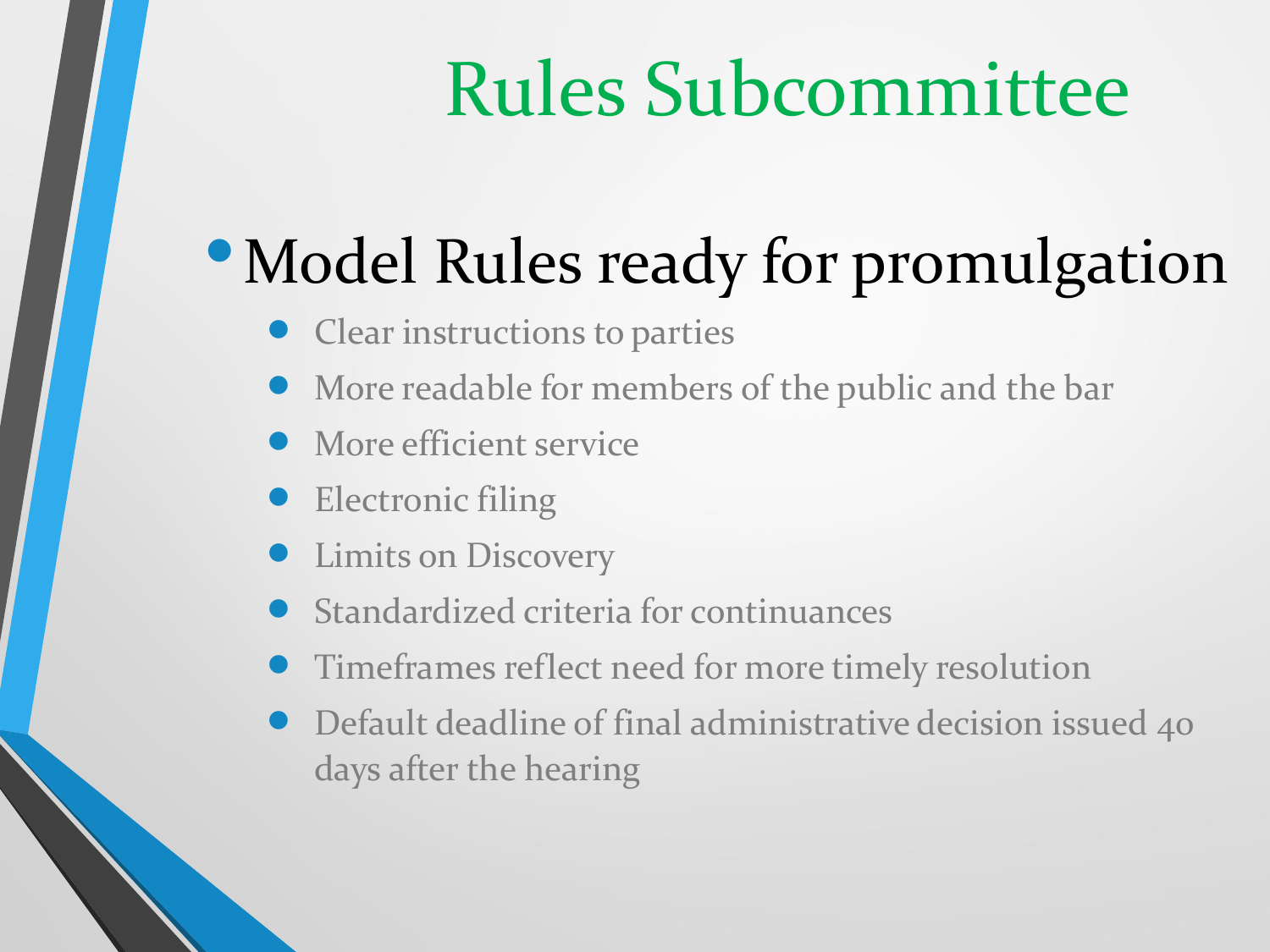# Rules Subcommittee

- Model Rules ready for promulgation
  - Clear instructions to parties
  - More readable for members of the public and the bar
  - More efficient service
  - Electronic filing
  - Limits on Discovery
  - Standardized criteria for continuances
  - Timeframes reflect need for more timely resolution
  - Default deadline of final administrative decision issued 40 days after the hearing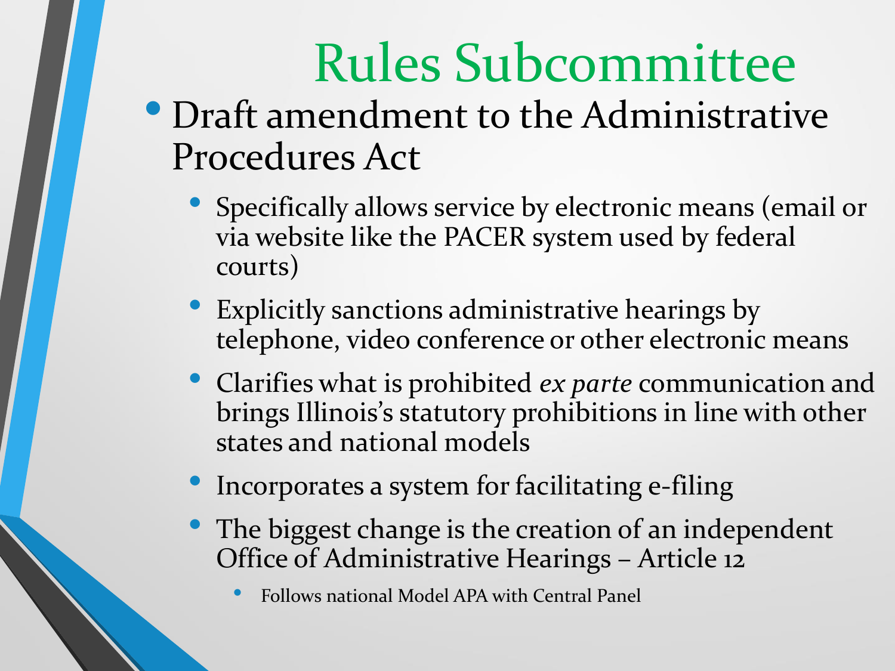# Rules Subcommittee

- Draft amendment to the Administrative Procedures Act
  - Specifically allows service by electronic means (email or via website like the PACER system used by federal courts)
  - Explicitly sanctions administrative hearings by telephone, video conference or other electronic means
  - Clarifies what is prohibited *ex parte* communication and brings Illinois's statutory prohibitions in line with other states and national models
  - Incorporates a system for facilitating e-filing
  - The biggest change is the creation of an independent Office of Administrative Hearings – Article 12
    - Follows national Model APA with Central Panel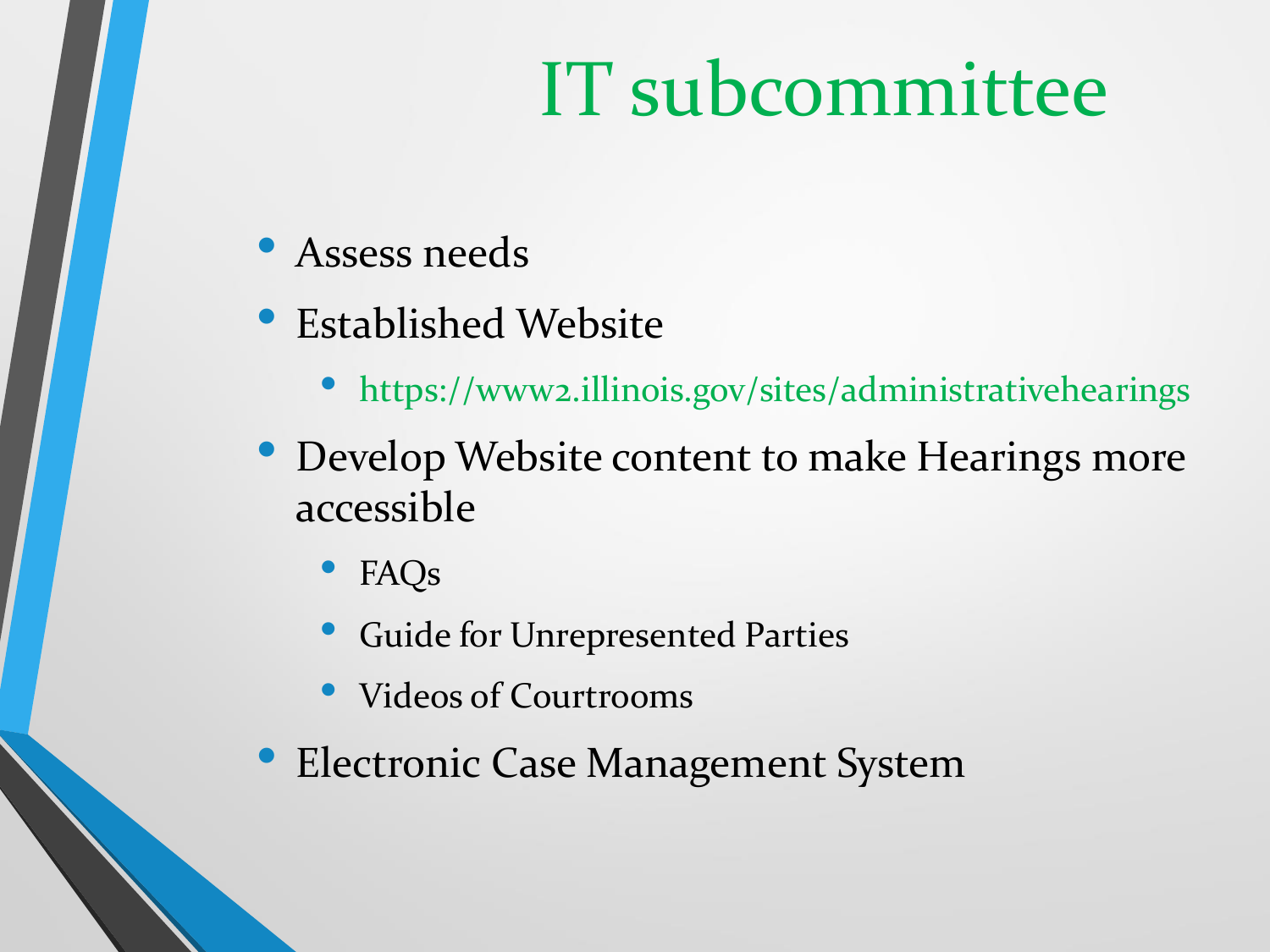# IT subcommittee

- Assess needs
- Established Website
  - https://www2.illinois.gov/sites/administrativehearings
- Develop Website content to make Hearings more accessible
  - FAQs
  - Guide for Unrepresented Parties
  - Videos of Courtrooms
- Electronic Case Management System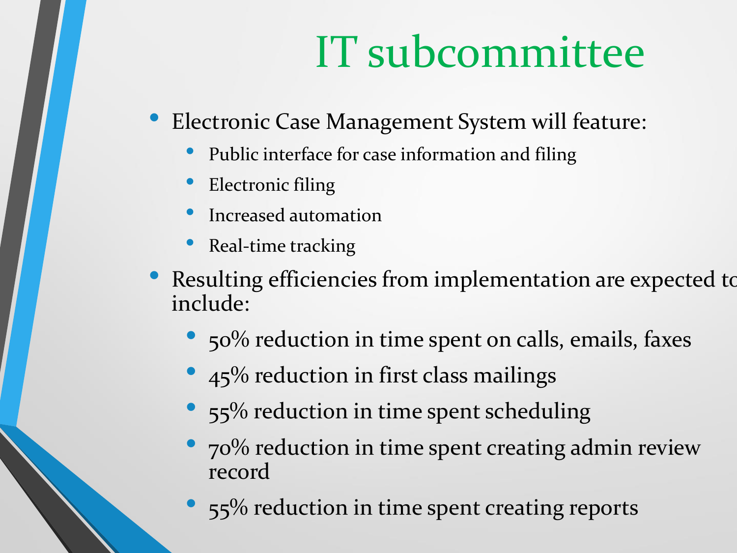# IT subcommittee

- Electronic Case Management System will feature:
  - Public interface for case information and filing
  - Electronic filing
  - Increased automation
  - Real-time tracking
- Resulting efficiencies from implementation are expected to include:
  - 50% reduction in time spent on calls, emails, faxes
  - 45% reduction in first class mailings
  - 55% reduction in time spent scheduling
  - 70% reduction in time spent creating admin review record
  - 55% reduction in time spent creating reports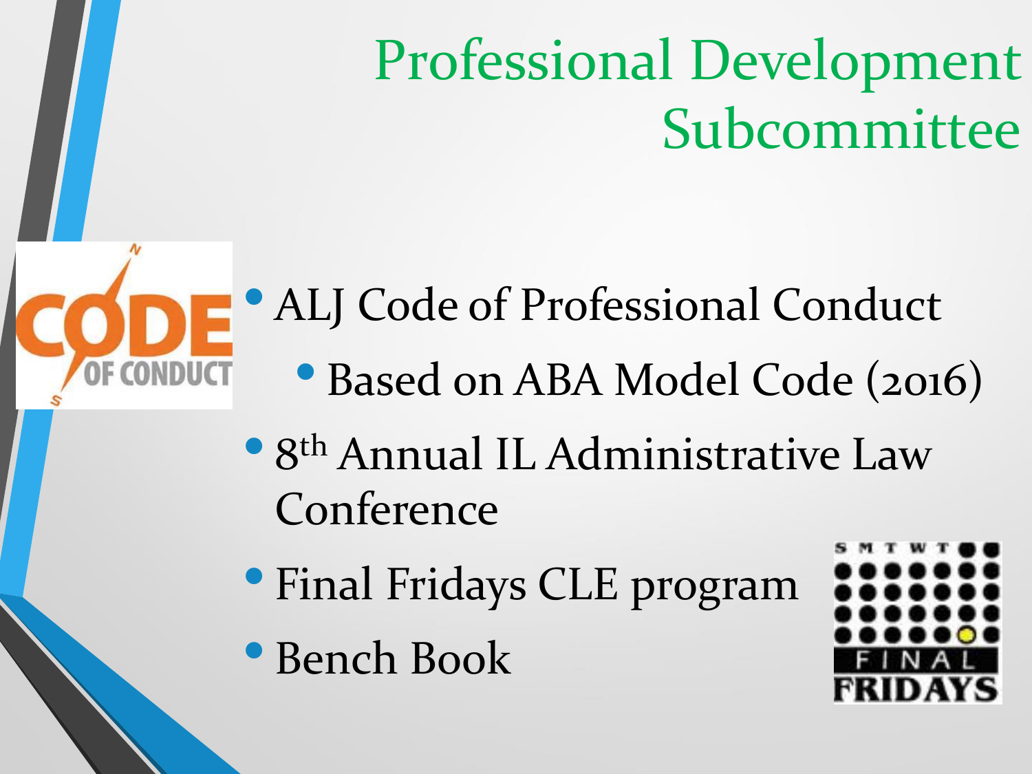# Professional Development Subcommittee

- ALJ Code of Professional Conduct
  - Based on ABA Model Code (2016)
- 8th Annual IL Administrative Law Conference
- Final Fridays CLE program
- Bench Book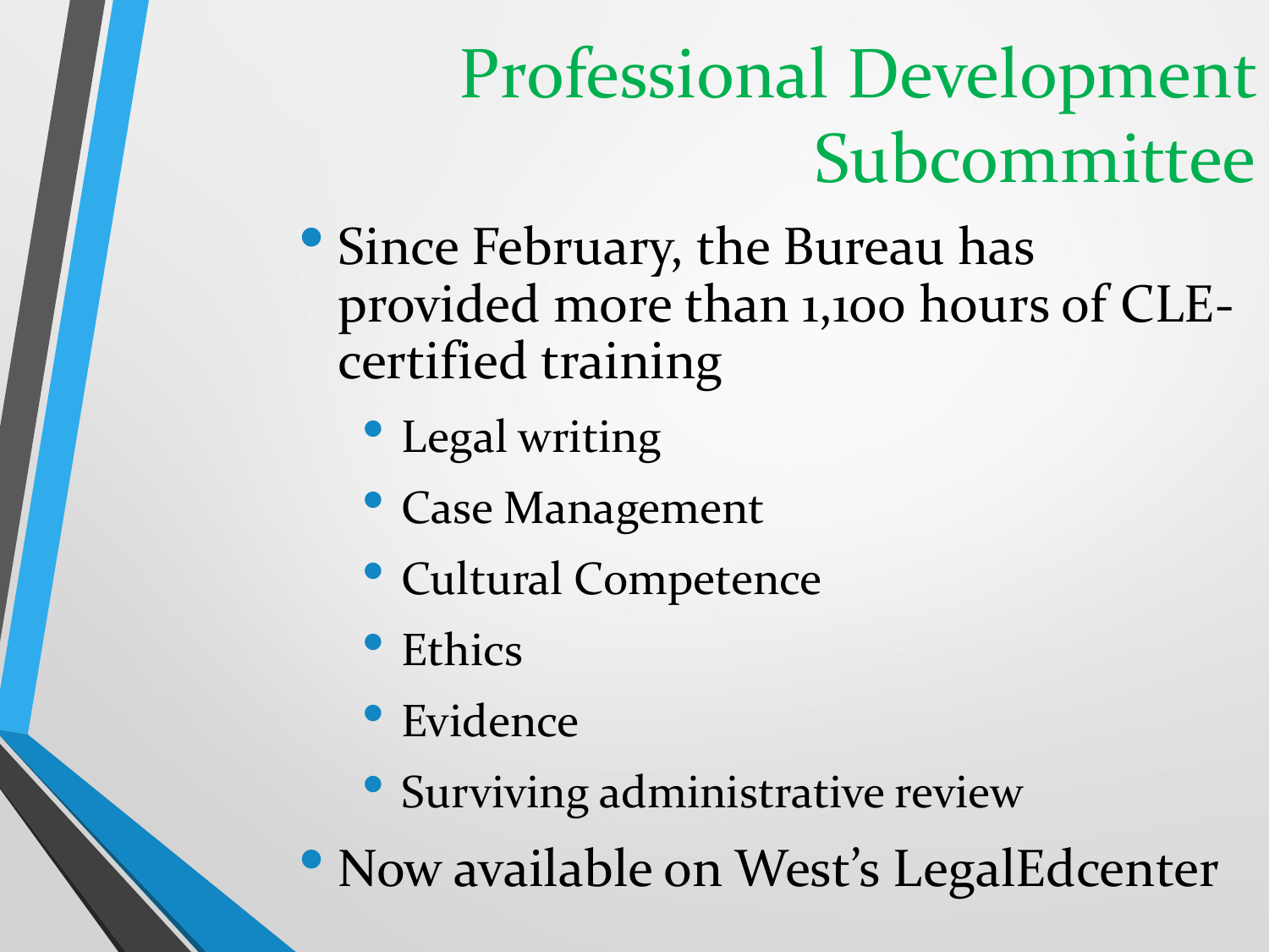# Professional Development Subcommittee

- Since February, the Bureau has provided more than 1,100 hours of CLE-certified training
  - Legal writing
  - Case Management
  - Cultural Competence
  - Ethics
  - Evidence
  - Surviving administrative review
- Now available on West's LegalEdcenter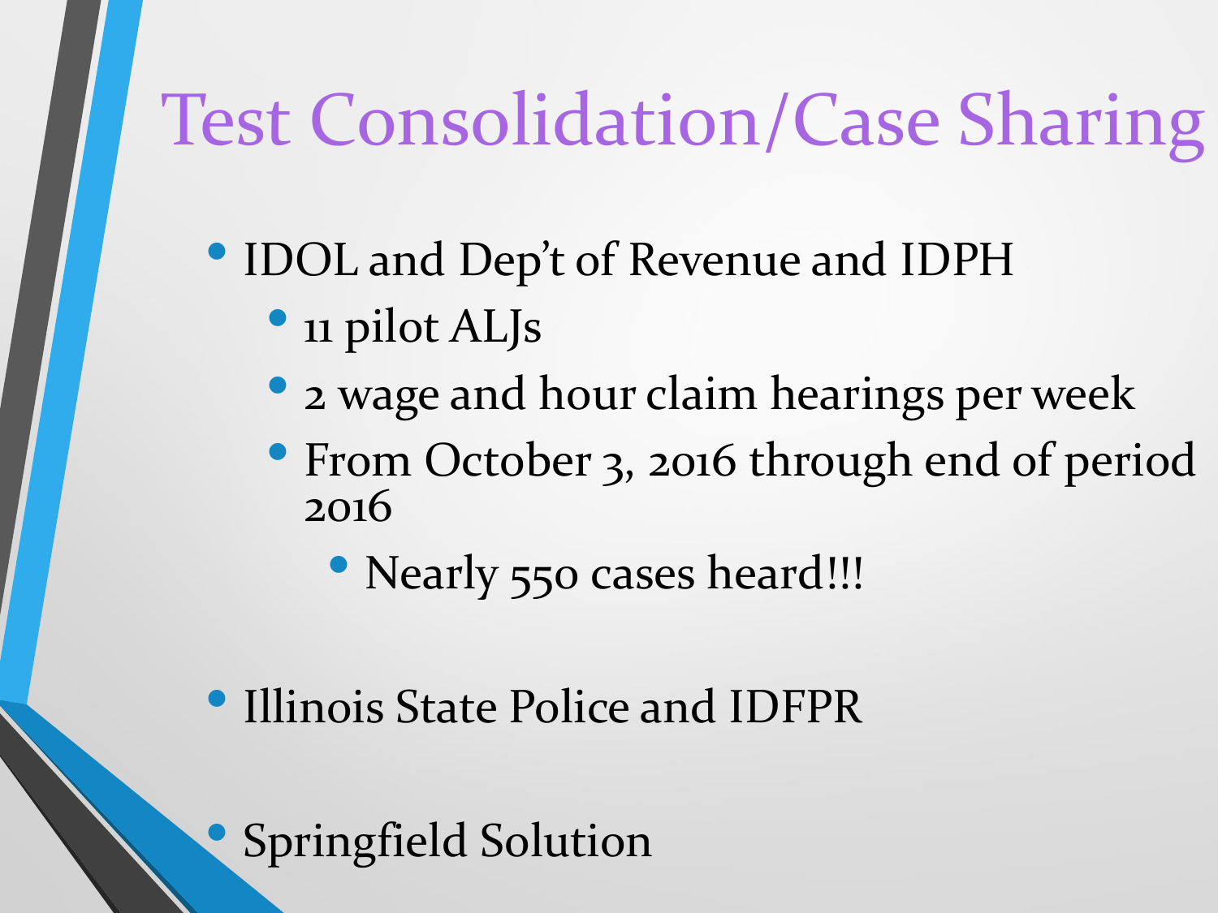# Test Consolidation/Case Sharing

- IDOL and Dep't of Revenue and IDPH
  - 11 pilot ALJs
  - 2 wage and hour claim hearings per week
  - From October 3, 2016 through end of period 2016
    - Nearly 550 cases heard!!!
- Illinois State Police and IDFPR
- Springfield Solution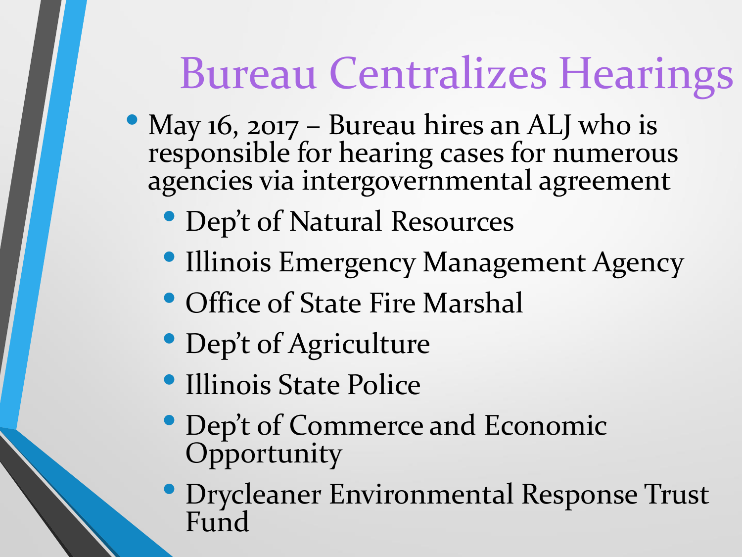# Bureau Centralizes Hearings

- May 16, 2017 – Bureau hires an ALJ who is responsible for hearing cases for numerous agencies via intergovernmental agreement
  - Dep't of Natural Resources
  - Illinois Emergency Management Agency
  - Office of State Fire Marshal
  - Dep't of Agriculture
  - Illinois State Police
  - Dep't of Commerce and Economic Opportunity
  - Drycleaner Environmental Response Trust Fund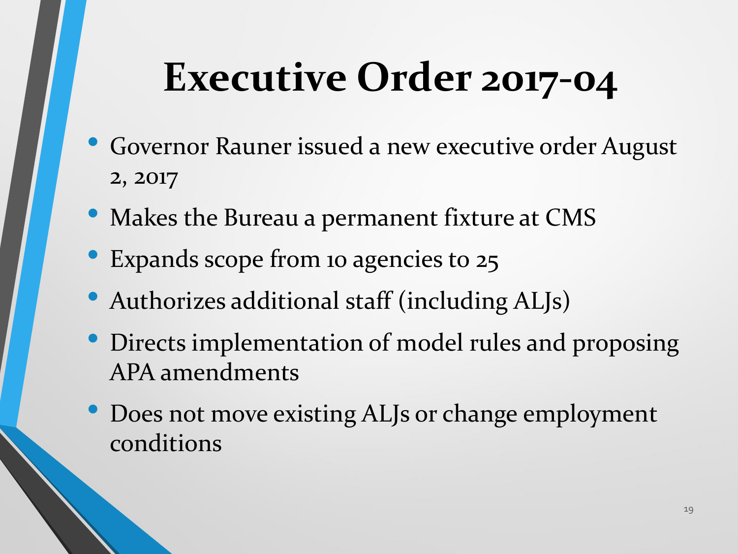# Executive Order 2017-04

- Governor Rauner issued a new executive order August 2, 2017
- Makes the Bureau a permanent fixture at CMS
- Expands scope from 10 agencies to 25
- Authorizes additional staff (including ALJs)
- Directs implementation of model rules and proposing APA amendments
- Does not move existing ALJs or change employment conditions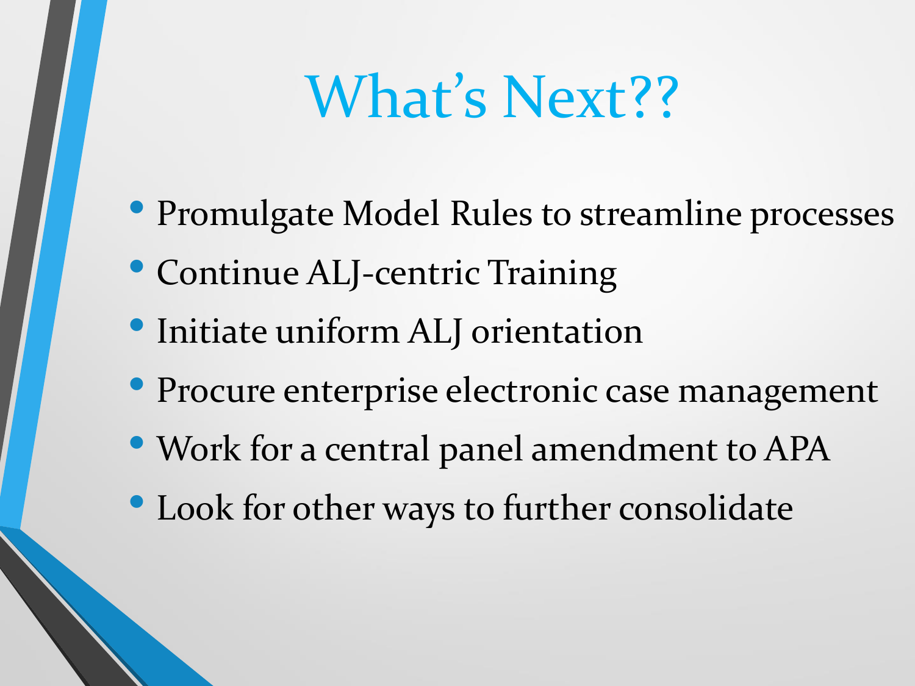# What's Next??

- Promulgate Model Rules to streamline processes
- Continue ALJ-centric Training
- Initiate uniform ALJ orientation
- Procure enterprise electronic case management
- Work for a central panel amendment to APA
- Look for other ways to further consolidate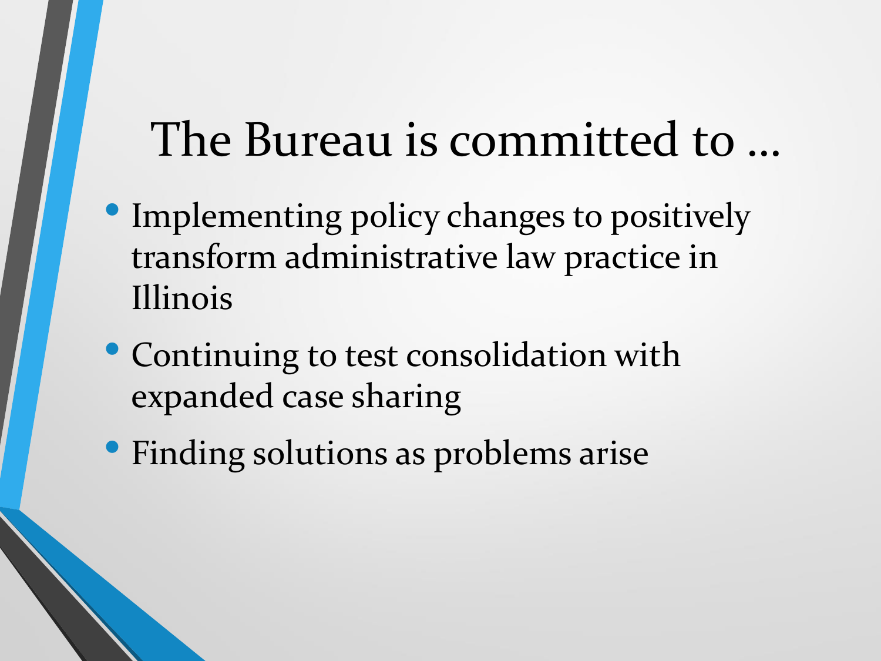# The Bureau is committed to …

- Implementing policy changes to positively transform administrative law practice in Illinois
- Continuing to test consolidation with expanded case sharing
- Finding solutions as problems arise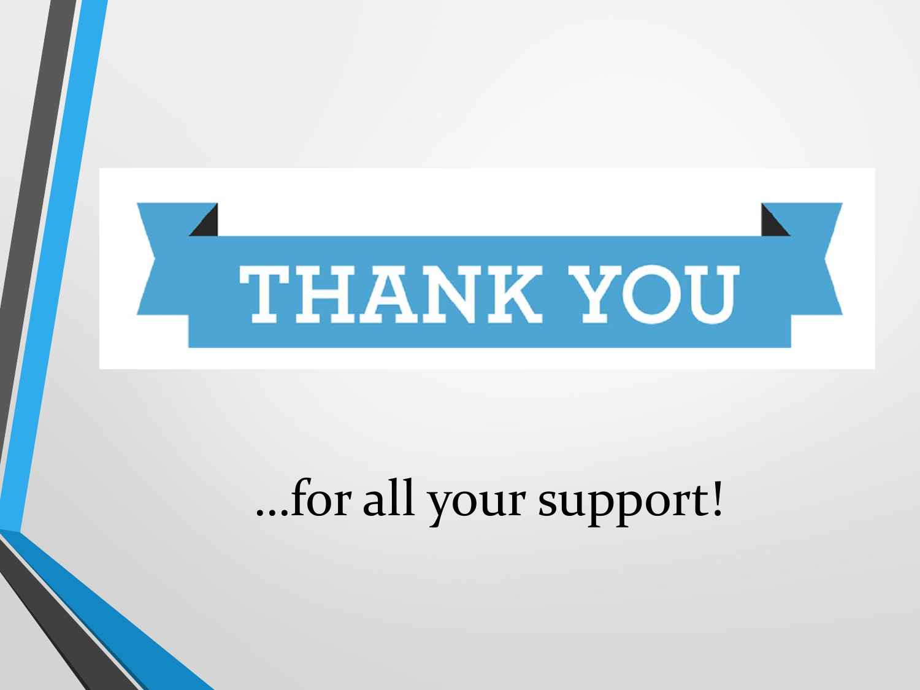# THANK YOU

...for all your support!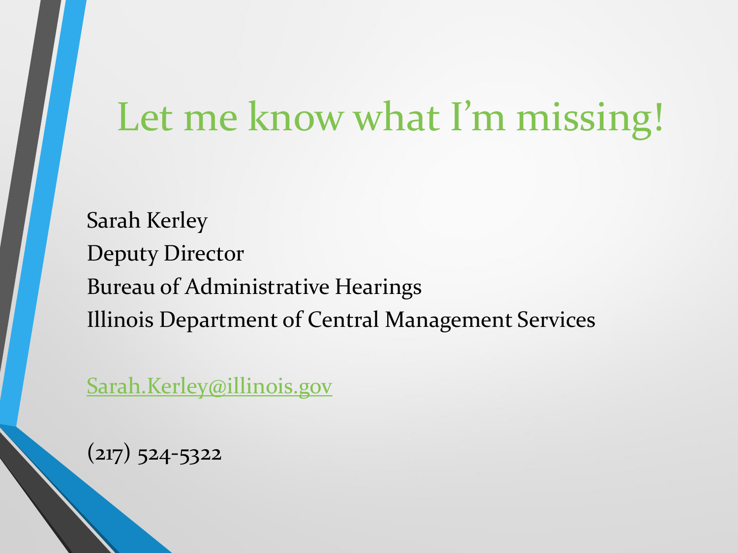# Let me know what I'm missing!

Sarah Kerley

Deputy Director

Bureau of Administrative Hearings

Illinois Department of Central Management Services

Sarah.Kerley@illinois.gov

(217) 524-5322